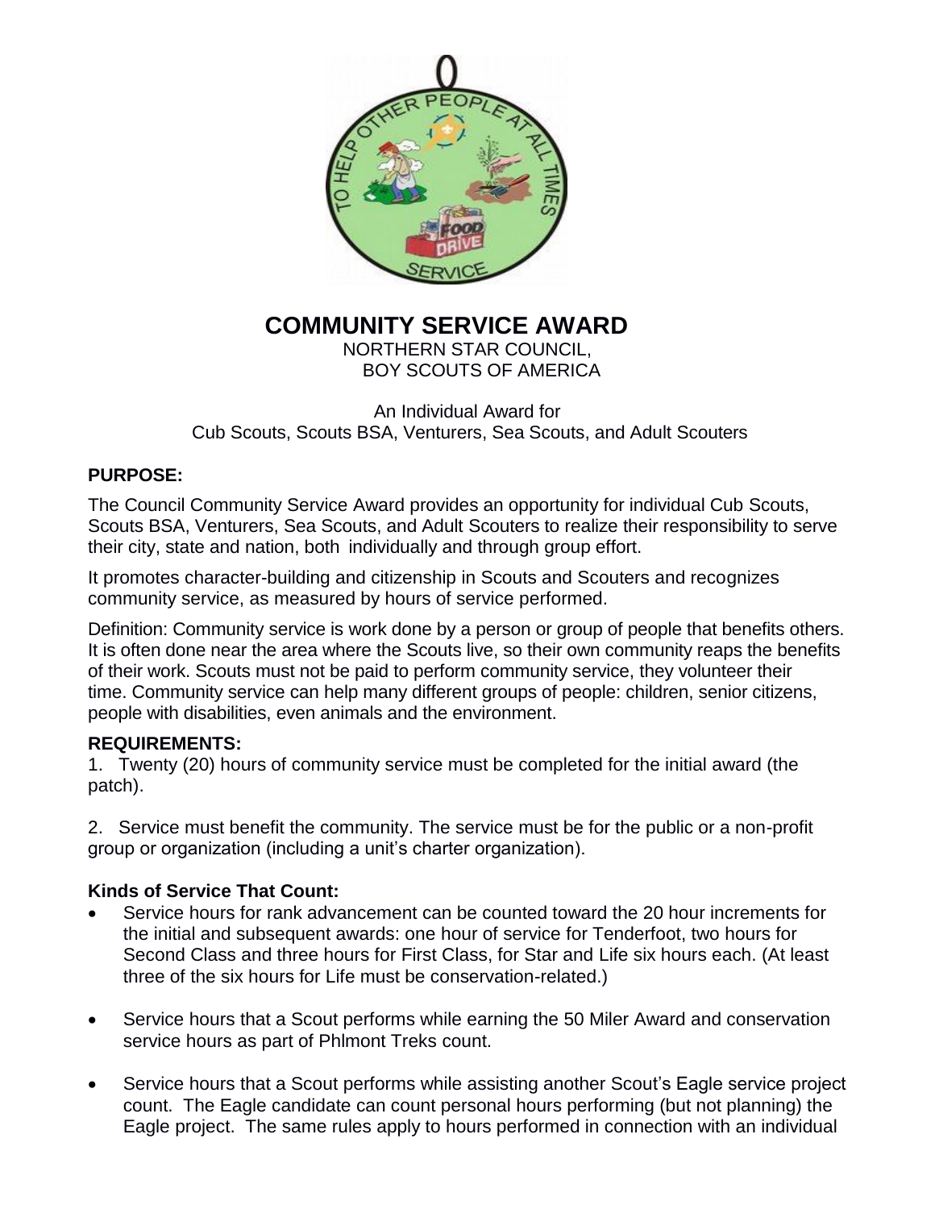# COMMUNITY SERVICE AWARD

NORTHERN STAR COUNCIL,
BOY SCOUTS OF AMERICA

An Individual Award for
Cub Scouts, Scouts BSA, Venturers, Sea Scouts, and Adult Scouters

**PURPOSE:**

The Council Community Service Award provides an opportunity for individual Cub Scouts, Scouts BSA, Venturers, Sea Scouts, and Adult Scouters to realize their responsibility to serve their city, state and nation, both individually and through group effort.

It promotes character-building and citizenship in Scouts and Scouters and recognizes community service, as measured by hours of service performed.

Definition: Community service is work done by a person or group of people that benefits others. It is often done near the area where the Scouts live, so their own community reaps the benefits of their work. Scouts must not be paid to perform community service, they volunteer their time. Community service can help many different groups of people: children, senior citizens, people with disabilities, even animals and the environment.

**REQUIREMENTS:**

1. Twenty (20) hours of community service must be completed for the initial award (the patch).

2. Service must benefit the community. The service must be for the public or a non-profit group or organization (including a unit's charter organization).

**Kinds of Service That Count:**

- Service hours for rank advancement can be counted toward the 20 hour increments for the initial and subsequent awards: one hour of service for Tenderfoot, two hours for Second Class and three hours for First Class, for Star and Life six hours each. (At least three of the six hours for Life must be conservation-related.)

- Service hours that a Scout performs while earning the 50 Miler Award and conservation service hours as part of Phlmont Treks count.

- Service hours that a Scout performs while assisting another Scout's Eagle service project count. The Eagle candidate can count personal hours performing (but not planning) the Eagle project. The same rules apply to hours performed in connection with an individual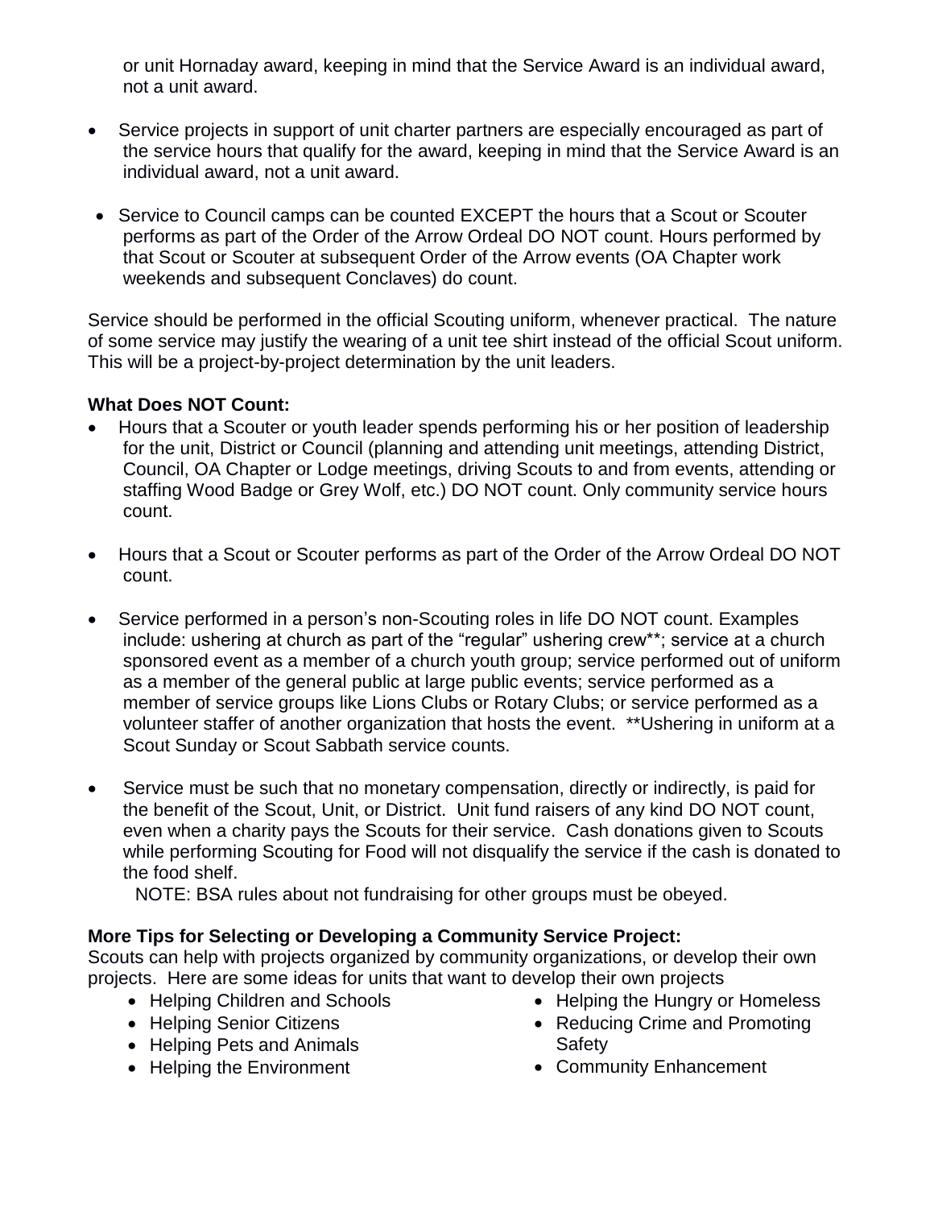or unit Hornaday award, keeping in mind that the Service Award is an individual award, not a unit award.

- Service projects in support of unit charter partners are especially encouraged as part of the service hours that qualify for the award, keeping in mind that the Service Award is an individual award, not a unit award.
- Service to Council camps can be counted EXCEPT the hours that a Scout or Scouter performs as part of the Order of the Arrow Ordeal DO NOT count. Hours performed by that Scout or Scouter at subsequent Order of the Arrow events (OA Chapter work weekends and subsequent Conclaves) do count.

Service should be performed in the official Scouting uniform, whenever practical. The nature of some service may justify the wearing of a unit tee shirt instead of the official Scout uniform. This will be a project-by-project determination by the unit leaders.

**What Does NOT Count:**

- Hours that a Scouter or youth leader spends performing his or her position of leadership for the unit, District or Council (planning and attending unit meetings, attending District, Council, OA Chapter or Lodge meetings, driving Scouts to and from events, attending or staffing Wood Badge or Grey Wolf, etc.) DO NOT count. Only community service hours count.
- Hours that a Scout or Scouter performs as part of the Order of the Arrow Ordeal DO NOT count.
- Service performed in a person's non-Scouting roles in life DO NOT count. Examples include: ushering at church as part of the "regular" ushering crew**; service at a church sponsored event as a member of a church youth group; service performed out of uniform as a member of the general public at large public events; service performed as a member of service groups like Lions Clubs or Rotary Clubs; or service performed as a volunteer staffer of another organization that hosts the event. **Ushering in uniform at a Scout Sunday or Scout Sabbath service counts.
- Service must be such that no monetary compensation, directly or indirectly, is paid for the benefit of the Scout, Unit, or District. Unit fund raisers of any kind DO NOT count, even when a charity pays the Scouts for their service. Cash donations given to Scouts while performing Scouting for Food will not disqualify the service if the cash is donated to the food shelf.
  NOTE: BSA rules about not fundraising for other groups must be obeyed.

**More Tips for Selecting or Developing a Community Service Project:**
Scouts can help with projects organized by community organizations, or develop their own projects. Here are some ideas for units that want to develop their own projects

- Helping Children and Schools
- Helping Senior Citizens
- Helping Pets and Animals
- Helping the Environment
- Helping the Hungry or Homeless
- Reducing Crime and Promoting Safety
- Community Enhancement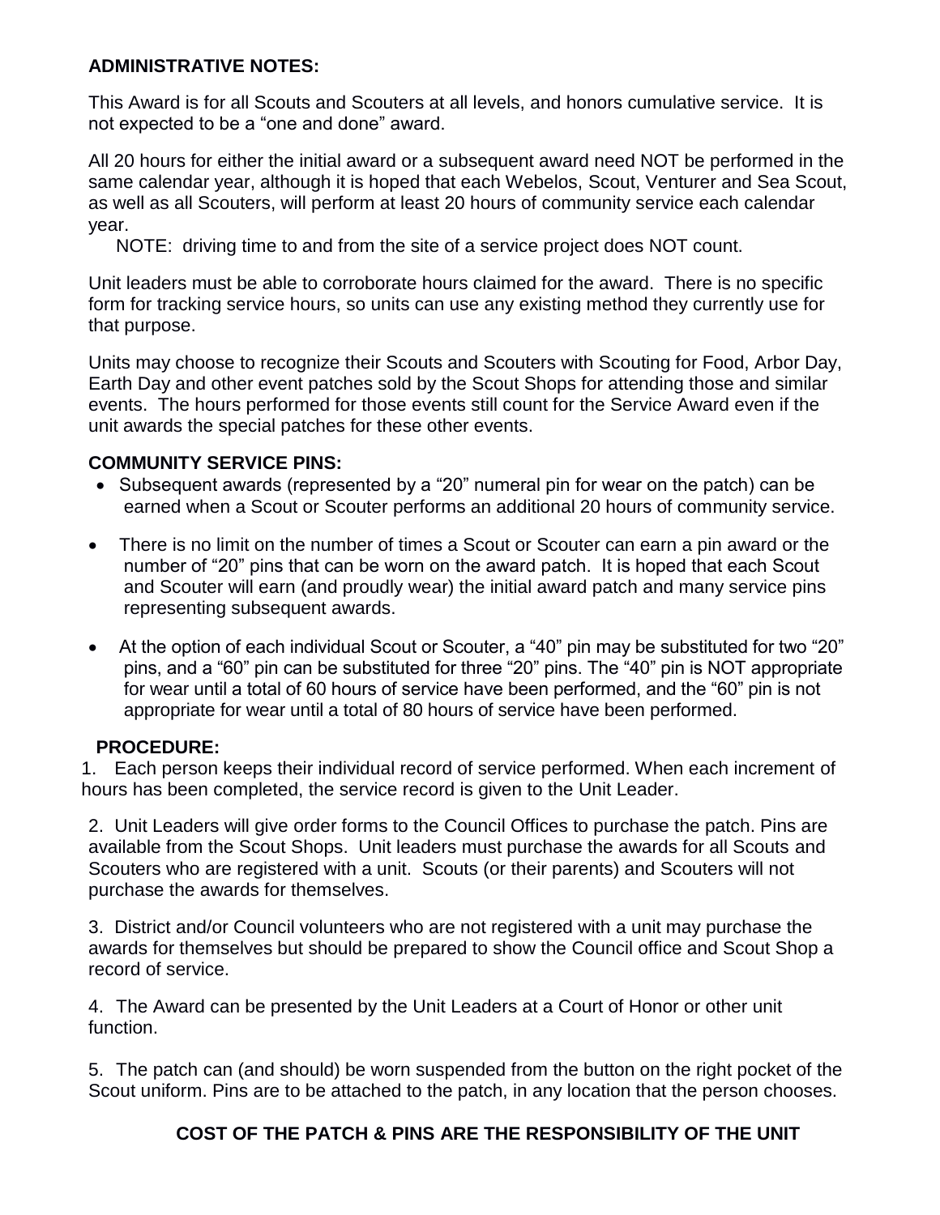**ADMINISTRATIVE NOTES:**

This Award is for all Scouts and Scouters at all levels, and honors cumulative service. It is not expected to be a "one and done" award.

All 20 hours for either the initial award or a subsequent award need NOT be performed in the same calendar year, although it is hoped that each Webelos, Scout, Venturer and Sea Scout, as well as all Scouters, will perform at least 20 hours of community service each calendar year.

NOTE: driving time to and from the site of a service project does NOT count.

Unit leaders must be able to corroborate hours claimed for the award. There is no specific form for tracking service hours, so units can use any existing method they currently use for that purpose.

Units may choose to recognize their Scouts and Scouters with Scouting for Food, Arbor Day, Earth Day and other event patches sold by the Scout Shops for attending those and similar events. The hours performed for those events still count for the Service Award even if the unit awards the special patches for these other events.

**COMMUNITY SERVICE PINS:**

- Subsequent awards (represented by a "20" numeral pin for wear on the patch) can be earned when a Scout or Scouter performs an additional 20 hours of community service.
- There is no limit on the number of times a Scout or Scouter can earn a pin award or the number of "20" pins that can be worn on the award patch. It is hoped that each Scout and Scouter will earn (and proudly wear) the initial award patch and many service pins representing subsequent awards.
- At the option of each individual Scout or Scouter, a "40" pin may be substituted for two "20" pins, and a "60" pin can be substituted for three "20" pins. The "40" pin is NOT appropriate for wear until a total of 60 hours of service have been performed, and the "60" pin is not appropriate for wear until a total of 80 hours of service have been performed.

**PROCEDURE:**

1. Each person keeps their individual record of service performed. When each increment of hours has been completed, the service record is given to the Unit Leader.

2. Unit Leaders will give order forms to the Council Offices to purchase the patch. Pins are available from the Scout Shops. Unit leaders must purchase the awards for all Scouts and Scouters who are registered with a unit. Scouts (or their parents) and Scouters will not purchase the awards for themselves.

3. District and/or Council volunteers who are not registered with a unit may purchase the awards for themselves but should be prepared to show the Council office and Scout Shop a record of service.

4. The Award can be presented by the Unit Leaders at a Court of Honor or other unit function.

5. The patch can (and should) be worn suspended from the button on the right pocket of the Scout uniform. Pins are to be attached to the patch, in any location that the person chooses.

**COST OF THE PATCH & PINS ARE THE RESPONSIBILITY OF THE UNIT**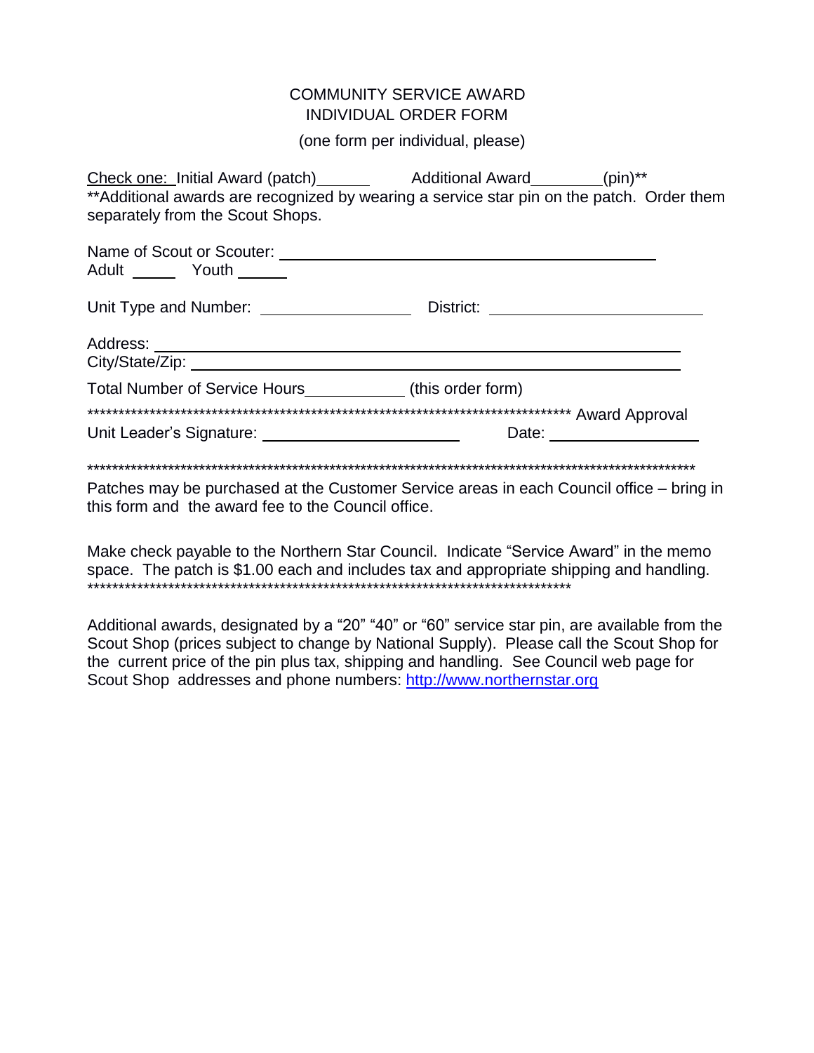# COMMUNITY SERVICE AWARD
## INDIVIDUAL ORDER FORM

(one form per individual, please)

Check one: Initial Award (patch)______ Additional Award________(pin)**

**Additional awards are recognized by wearing a service star pin on the patch. Order them separately from the Scout Shops.

Name of Scout or Scouter: ________________________________________

Adult _____ Youth _____

Unit Type and Number: ________________ District: ______________________

Address: ____________________________________________________

City/State/Zip: ________________________________________________

Total Number of Service Hours__________ (this order form)

********************************************************************************** Award Approval

Unit Leader's Signature: ____________________ Date: ________________

**********************************************************************************************************

Patches may be purchased at the Customer Service areas in each Council office – bring in this form and the award fee to the Council office.

Make check payable to the Northern Star Council. Indicate "Service Award" in the memo space. The patch is $1.00 each and includes tax and appropriate shipping and handling.

**********************************************************************************

Additional awards, designated by a "20" "40" or "60" service star pin, are available from the Scout Shop (prices subject to change by National Supply). Please call the Scout Shop for the current price of the pin plus tax, shipping and handling. See Council web page for Scout Shop addresses and phone numbers: http://www.northernstar.org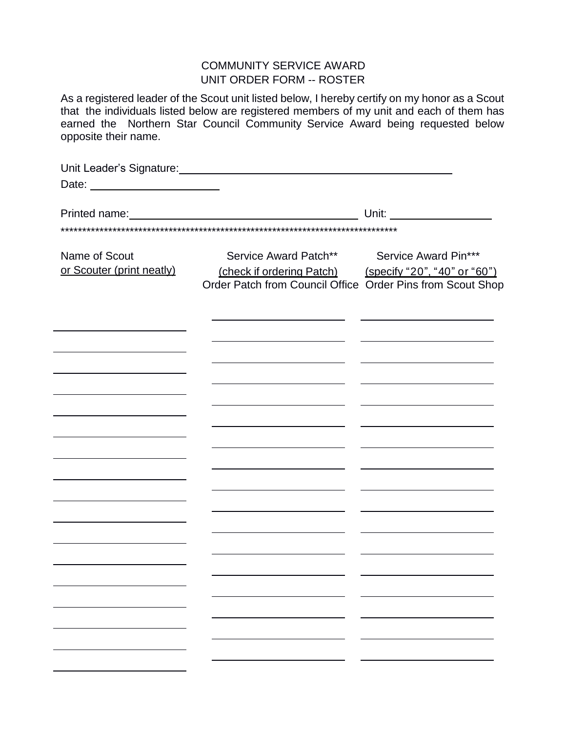COMMUNITY SERVICE AWARD

UNIT ORDER FORM -- ROSTER

As a registered leader of the Scout unit listed below, I hereby certify on my honor as a Scout that the individuals listed below are registered members of my unit and each of them has earned the Northern Star Council Community Service Award being requested below opposite their name.

Unit Leader's Signature: ___________________________________________

Date: ____________________

Printed name: ____________________________________ Unit: ______________

******************************************************************************

| Name of Scout or Scouter (print neatly) | Service Award Patch** (check if ordering Patch) Order Patch from Council Office | Service Award Pin*** (specify "20", "40" or "60") Order Pins from Scout Shop |
|---|---|---|
| | | |
| | | |
| | | |
| | | |
| | | |
| | | |
| | | |
| | | |
| | | |
| | | |
| | | |
| | | |
| | | |
| | | |
| | | |
| | | |
| | | |